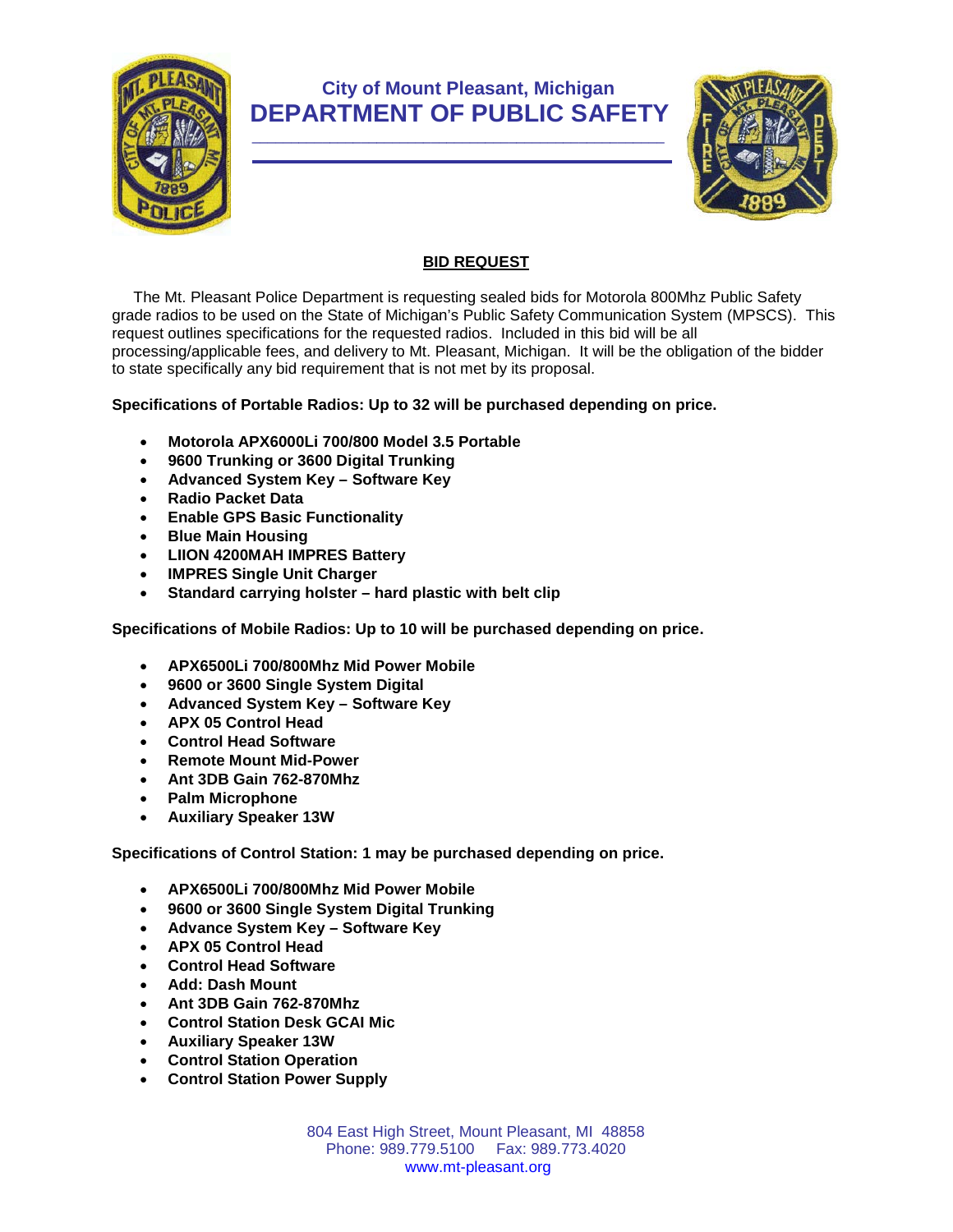## City of Mount Pleasant, Michigan

# DEPARTMENT OF PUBLIC SAFETY

## BID REQUEST

The Mt. Pleasant Police Department is requesting sealed bids for Motorola 800Mhz Public Safety grade radios to be used on the State of Michigan's Public Safety Communication System (MPSCS). This request outlines specifications for the requested radios. Included in this bid will be all processing/applicable fees, and delivery to Mt. Pleasant, Michigan. It will be the obligation of the bidder to state specifically any bid requirement that is not met by its proposal.

**Specifications of Portable Radios: Up to 32 will be purchased depending on price.**

- **Motorola APX6000Li 700/800 Model 3.5 Portable**
- **9600 Trunking or 3600 Digital Trunking**
- **Advanced System Key – Software Key**
- **Radio Packet Data**
- **Enable GPS Basic Functionality**
- **Blue Main Housing**
- **LIION 4200MAH IMPRES Battery**
- **IMPRES Single Unit Charger**
- **Standard carrying holster – hard plastic with belt clip**

**Specifications of Mobile Radios: Up to 10 will be purchased depending on price.**

- **APX6500Li 700/800Mhz Mid Power Mobile**
- **9600 or 3600 Single System Digital**
- **Advanced System Key – Software Key**
- **APX 05 Control Head**
- **Control Head Software**
- **Remote Mount Mid-Power**
- **Ant 3DB Gain 762-870Mhz**
- **Palm Microphone**
- **Auxiliary Speaker 13W**

**Specifications of Control Station: 1 may be purchased depending on price.**

- **APX6500Li 700/800Mhz Mid Power Mobile**
- **9600 or 3600 Single System Digital Trunking**
- **Advance System Key – Software Key**
- **APX 05 Control Head**
- **Control Head Software**
- **Add: Dash Mount**
- **Ant 3DB Gain 762-870Mhz**
- **Control Station Desk GCAI Mic**
- **Auxiliary Speaker 13W**
- **Control Station Operation**
- **Control Station Power Supply**

804 East High Street, Mount Pleasant, MI 48858
Phone: 989.779.5100 Fax: 989.773.4020
www.mt-pleasant.org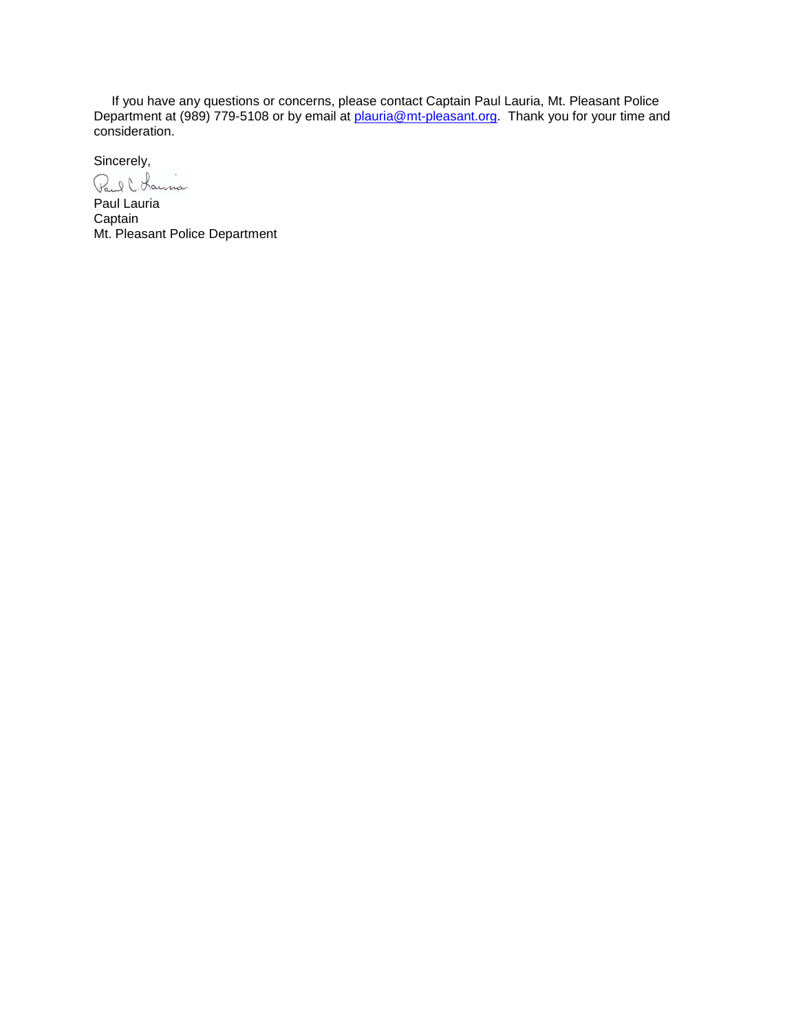If you have any questions or concerns, please contact Captain Paul Lauria, Mt. Pleasant Police Department at (989) 779-5108 or by email at plauria@mt-pleasant.org. Thank you for your time and consideration.

Sincerely,

Paul Lauria
Captain
Mt. Pleasant Police Department